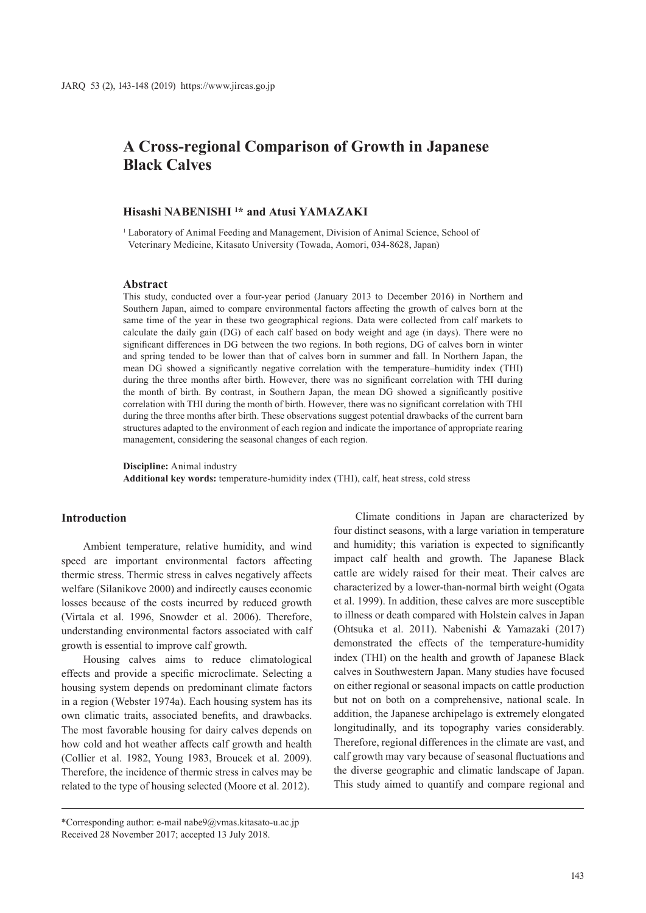# A Cross-regional Comparison of Growth in Japanese Black Calves

**Hisashi NABENISHI [1]* and Atusi YAMAZAKI**

[1] Laboratory of Animal Feeding and Management, Division of Animal Science, School of Veterinary Medicine, Kitasato University (Towada, Aomori, 034-8628, Japan)

## Abstract

This study, conducted over a four-year period (January 2013 to December 2016) in Northern and Southern Japan, aimed to compare environmental factors affecting the growth of calves born at the same time of the year in these two geographical regions. Data were collected from calf markets to calculate the daily gain (DG) of each calf based on body weight and age (in days). There were no significant differences in DG between the two regions. In both regions, DG of calves born in winter and spring tended to be lower than that of calves born in summer and fall. In Northern Japan, the mean DG showed a significantly negative correlation with the temperature–humidity index (THI) during the three months after birth. However, there was no significant correlation with THI during the month of birth. By contrast, in Southern Japan, the mean DG showed a significantly positive correlation with THI during the month of birth. However, there was no significant correlation with THI during the three months after birth. These observations suggest potential drawbacks of the current barn structures adapted to the environment of each region and indicate the importance of appropriate rearing management, considering the seasonal changes of each region.

**Discipline:** Animal industry
**Additional key words:** temperature-humidity index (THI), calf, heat stress, cold stress

## Introduction

Ambient temperature, relative humidity, and wind speed are important environmental factors affecting thermic stress. Thermic stress in calves negatively affects welfare (Silanikove 2000) and indirectly causes economic losses because of the costs incurred by reduced growth (Virtala et al. 1996, Snowder et al. 2006). Therefore, understanding environmental factors associated with calf growth is essential to improve calf growth.

Housing calves aims to reduce climatological effects and provide a specific microclimate. Selecting a housing system depends on predominant climate factors in a region (Webster 1974a). Each housing system has its own climatic traits, associated benefits, and drawbacks. The most favorable housing for dairy calves depends on how cold and hot weather affects calf growth and health (Collier et al. 1982, Young 1983, Broucek et al. 2009). Therefore, the incidence of thermic stress in calves may be related to the type of housing selected (Moore et al. 2012).

Climate conditions in Japan are characterized by four distinct seasons, with a large variation in temperature and humidity; this variation is expected to significantly impact calf health and growth. The Japanese Black cattle are widely raised for their meat. Their calves are characterized by a lower-than-normal birth weight (Ogata et al. 1999). In addition, these calves are more susceptible to illness or death compared with Holstein calves in Japan (Ohtsuka et al. 2011). Nabenishi & Yamazaki (2017) demonstrated the effects of the temperature-humidity index (THI) on the health and growth of Japanese Black calves in Southwestern Japan. Many studies have focused on either regional or seasonal impacts on cattle production but not on both on a comprehensive, national scale. In addition, the Japanese archipelago is extremely elongated longitudinally, and its topography varies considerably. Therefore, regional differences in the climate are vast, and calf growth may vary because of seasonal fluctuations and the diverse geographic and climatic landscape of Japan. This study aimed to quantify and compare regional and

*Corresponding author: e-mail nabe9@vmas.kitasato-u.ac.jp
Received 28 November 2017; accepted 13 July 2018.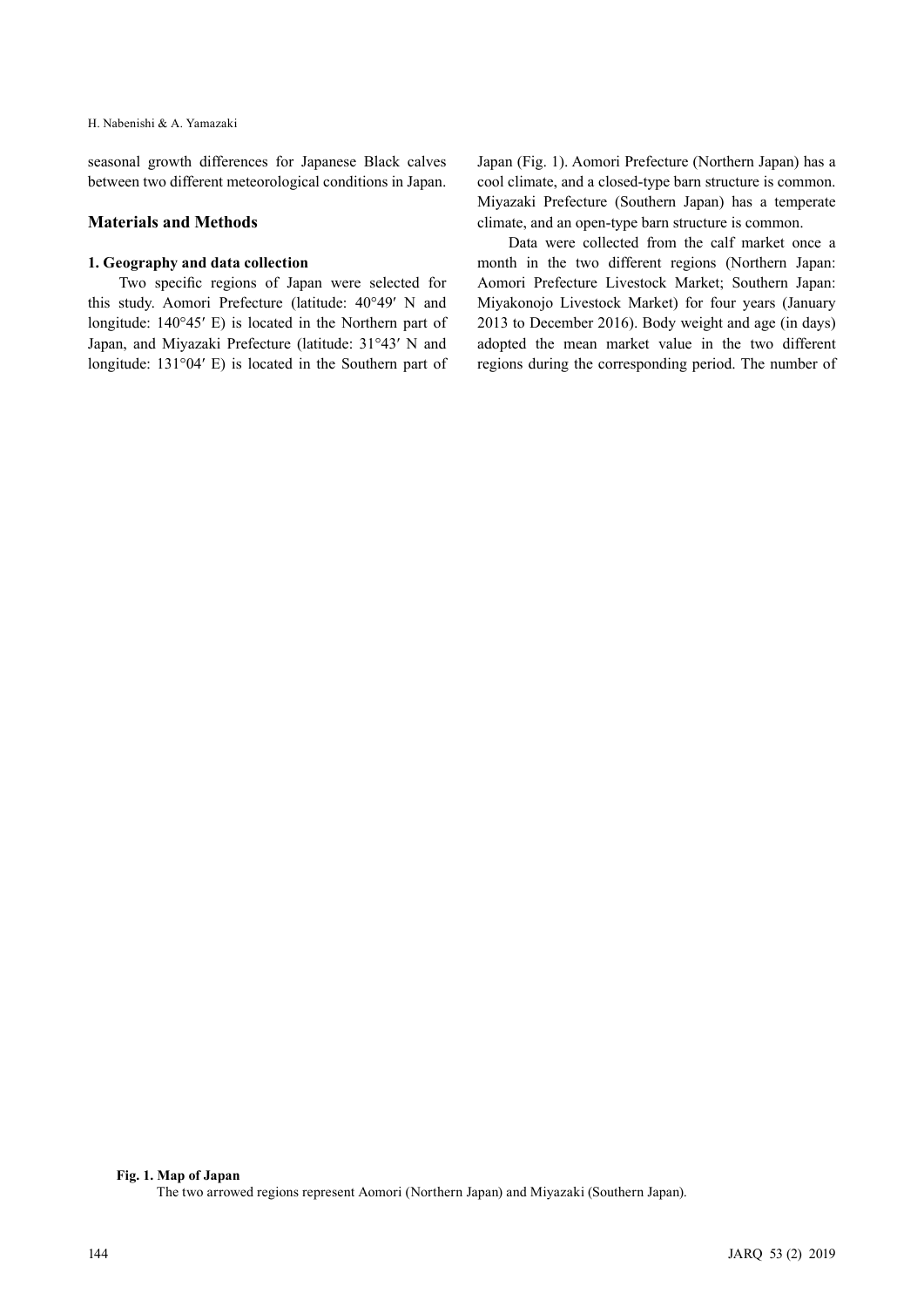seasonal growth differences for Japanese Black calves between two different meteorological conditions in Japan.

## Materials and Methods

### 1. Geography and data collection

Two specific regions of Japan were selected for this study. Aomori Prefecture (latitude: 40°49′ N and longitude: 140°45′ E) is located in the Northern part of Japan, and Miyazaki Prefecture (latitude: 31°43′ N and longitude: 131°04′ E) is located in the Southern part of Japan (Fig. 1). Aomori Prefecture (Northern Japan) has a cool climate, and a closed-type barn structure is common. Miyazaki Prefecture (Southern Japan) has a temperate climate, and an open-type barn structure is common.

Data were collected from the calf market once a month in the two different regions (Northern Japan: Aomori Prefecture Livestock Market; Southern Japan: Miyakonojo Livestock Market) for four years (January 2013 to December 2016). Body weight and age (in days) adopted the mean market value in the two different regions during the corresponding period. The number of

**Fig. 1. Map of Japan**
The two arrowed regions represent Aomori (Northern Japan) and Miyazaki (Southern Japan).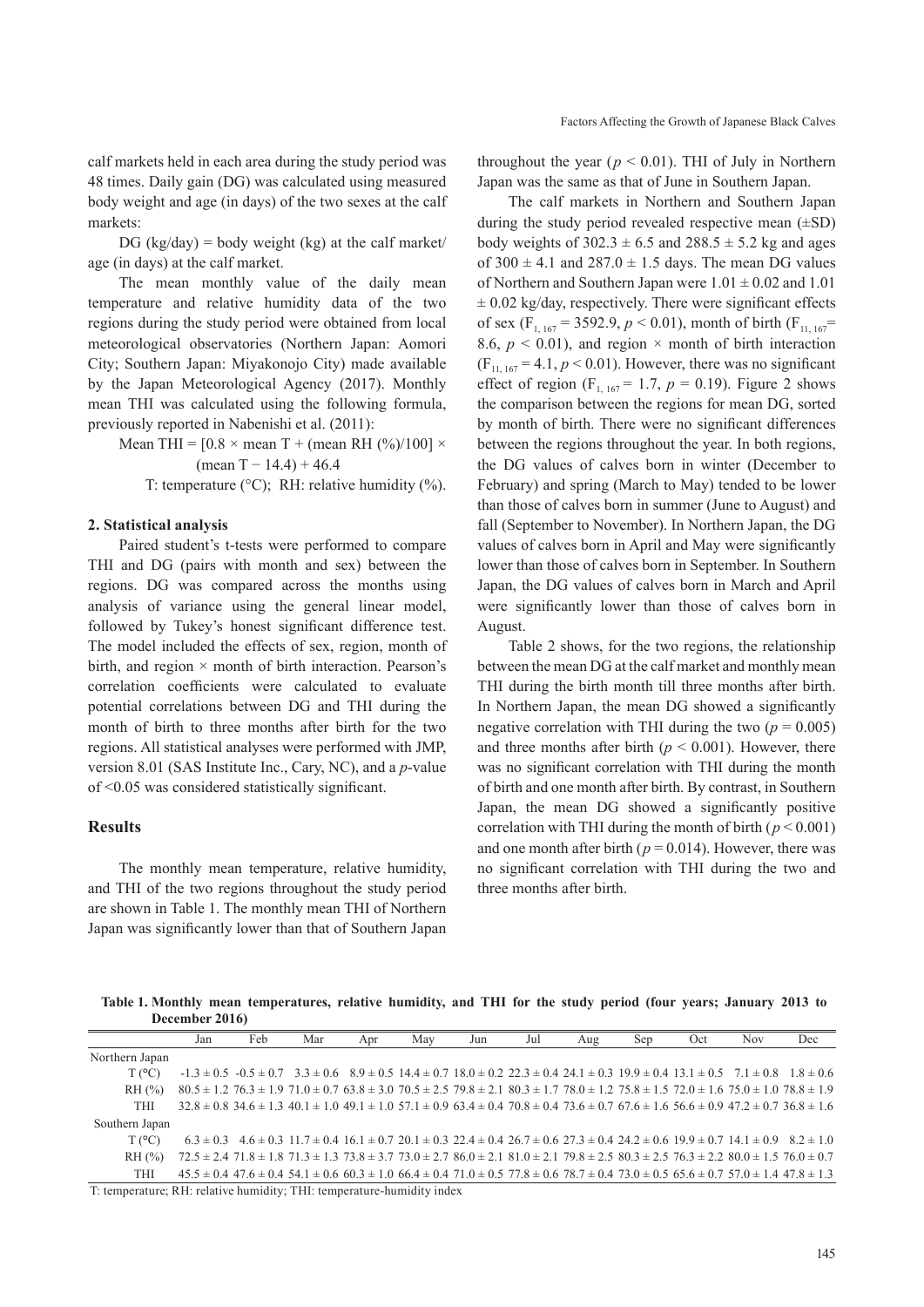calf markets held in each area during the study period was 48 times. Daily gain (DG) was calculated using measured body weight and age (in days) of the two sexes at the calf markets:

DG (kg/day) = body weight (kg) at the calf market/age (in days) at the calf market.

The mean monthly value of the daily mean temperature and relative humidity data of the two regions during the study period were obtained from local meteorological observatories (Northern Japan: Aomori City; Southern Japan: Miyakonojo City) made available by the Japan Meteorological Agency (2017). Monthly mean THI was calculated using the following formula, previously reported in Nabenishi et al. (2011):

$$\text{Mean THI} = [0.8 \times \text{mean T} + (\text{mean RH (\%)}/100] \times (\text{mean T} - 14.4) + 46.4$$

T: temperature (°C); RH: relative humidity (%).

### 2. Statistical analysis

Paired student's t-tests were performed to compare THI and DG (pairs with month and sex) between the regions. DG was compared across the months using analysis of variance using the general linear model, followed by Tukey's honest significant difference test. The model included the effects of sex, region, month of birth, and region × month of birth interaction. Pearson's correlation coefficients were calculated to evaluate potential correlations between DG and THI during the month of birth to three months after birth for the two regions. All statistical analyses were performed with JMP, version 8.01 (SAS Institute Inc., Cary, NC), and a *p*-value of <0.05 was considered statistically significant.

## Results

The monthly mean temperature, relative humidity, and THI of the two regions throughout the study period are shown in Table 1. The monthly mean THI of Northern Japan was significantly lower than that of Southern Japan throughout the year ($p < 0.01$). THI of July in Northern Japan was the same as that of June in Southern Japan.

The calf markets in Northern and Southern Japan during the study period revealed respective mean (±SD) body weights of 302.3 ± 6.5 and 288.5 ± 5.2 kg and ages of 300 ± 4.1 and 287.0 ± 1.5 days. The mean DG values of Northern and Southern Japan were 1.01 ± 0.02 and 1.01 ± 0.02 kg/day, respectively. There were significant effects of sex ($F_{1, 167} = 3592.9$, $p < 0.01$), month of birth ($F_{11, 167} = 8.6$, $p < 0.01$), and region × month of birth interaction ($F_{11, 167} = 4.1$, $p < 0.01$). However, there was no significant effect of region ($F_{1, 167} = 1.7$, $p = 0.19$). Figure 2 shows the comparison between the regions for mean DG, sorted by month of birth. There were no significant differences between the regions throughout the year. In both regions, the DG values of calves born in winter (December to February) and spring (March to May) tended to be lower than those of calves born in summer (June to August) and fall (September to November). In Northern Japan, the DG values of calves born in April and May were significantly lower than those of calves born in September. In Southern Japan, the DG values of calves born in March and April were significantly lower than those of calves born in August.

Table 2 shows, for the two regions, the relationship between the mean DG at the calf market and monthly mean THI during the birth month till three months after birth. In Northern Japan, the mean DG showed a significantly negative correlation with THI during the two ($p = 0.005$) and three months after birth ($p < 0.001$). However, there was no significant correlation with THI during the month of birth and one month after birth. By contrast, in Southern Japan, the mean DG showed a significantly positive correlation with THI during the month of birth ($p < 0.001$) and one month after birth ($p = 0.014$). However, there was no significant correlation with THI during the two and three months after birth.

**Table 1. Monthly mean temperatures, relative humidity, and THI for the study period (four years; January 2013 to December 2016)**

| | Jan | Feb | Mar | Apr | May | Jun | Jul | Aug | Sep | Oct | Nov | Dec |
|---|---|---|---|---|---|---|---|---|---|---|---|---|
| Northern Japan | | | | | | | | | | | | |
| T (°C) | -1.3 ± 0.5 | -0.5 ± 0.7 | 3.3 ± 0.6 | 8.9 ± 0.5 | 14.4 ± 0.7 | 18.0 ± 0.2 | 22.3 ± 0.4 | 24.1 ± 0.3 | 19.9 ± 0.4 | 13.1 ± 0.5 | 7.1 ± 0.8 | 1.8 ± 0.6 |
| RH (%) | 80.5 ± 1.2 | 76.3 ± 1.9 | 71.0 ± 0.7 | 63.8 ± 3.0 | 70.5 ± 2.5 | 79.8 ± 2.1 | 80.3 ± 1.7 | 78.0 ± 1.2 | 75.8 ± 1.5 | 72.0 ± 1.6 | 75.0 ± 1.0 | 78.8 ± 1.9 |
| THI | 32.8 ± 0.8 | 34.6 ± 1.3 | 40.1 ± 1.0 | 49.1 ± 1.0 | 57.1 ± 0.9 | 63.4 ± 0.4 | 70.8 ± 0.4 | 73.6 ± 0.7 | 67.6 ± 1.6 | 56.6 ± 0.9 | 47.2 ± 0.7 | 36.8 ± 1.6 |
| Southern Japan | | | | | | | | | | | | |
| T (°C) | 6.3 ± 0.3 | 4.6 ± 0.3 | 11.7 ± 0.4 | 16.1 ± 0.7 | 20.1 ± 0.3 | 22.4 ± 0.4 | 26.7 ± 0.6 | 27.3 ± 0.4 | 24.2 ± 0.6 | 19.9 ± 0.7 | 14.1 ± 0.9 | 8.2 ± 1.0 |
| RH (%) | 72.5 ± 2.4 | 71.8 ± 1.8 | 71.3 ± 1.3 | 73.8 ± 3.7 | 73.0 ± 2.7 | 86.0 ± 2.1 | 81.0 ± 2.1 | 79.8 ± 2.5 | 80.3 ± 2.5 | 76.3 ± 2.2 | 80.0 ± 1.5 | 76.0 ± 0.7 |
| THI | 45.5 ± 0.4 | 47.6 ± 0.4 | 54.1 ± 0.6 | 60.3 ± 1.0 | 66.4 ± 0.4 | 71.0 ± 0.5 | 77.8 ± 0.6 | 78.7 ± 0.4 | 73.0 ± 0.5 | 65.6 ± 0.7 | 57.0 ± 1.4 | 47.8 ± 1.3 |

T: temperature; RH: relative humidity; THI: temperature-humidity index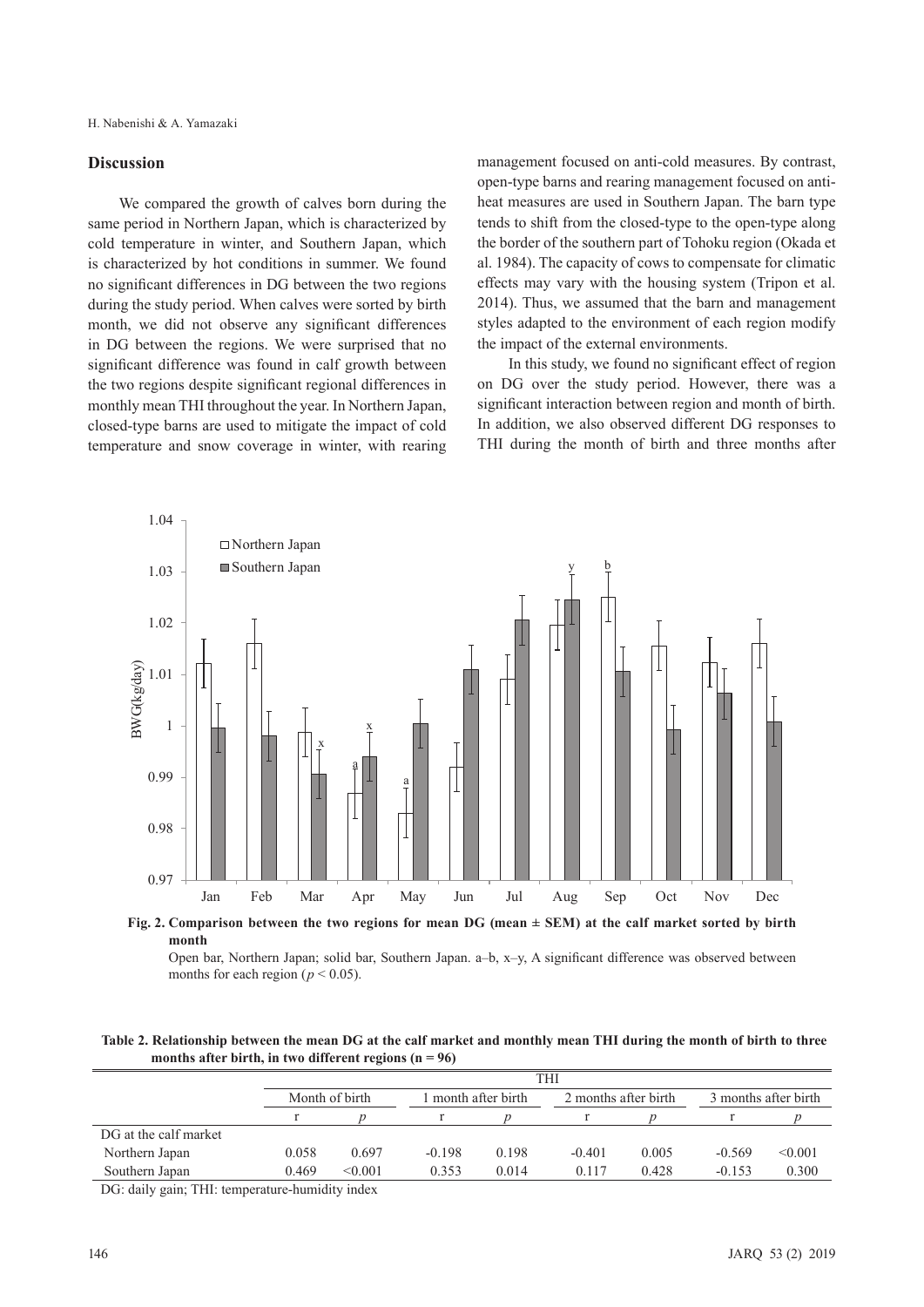## Discussion

We compared the growth of calves born during the same period in Northern Japan, which is characterized by cold temperature in winter, and Southern Japan, which is characterized by hot conditions in summer. We found no significant differences in DG between the two regions during the study period. When calves were sorted by birth month, we did not observe any significant differences in DG between the regions. We were surprised that no significant difference was found in calf growth between the two regions despite significant regional differences in monthly mean THI throughout the year. In Northern Japan, closed-type barns are used to mitigate the impact of cold temperature and snow coverage in winter, with rearing management focused on anti-cold measures. By contrast, open-type barns and rearing management focused on anti-heat measures are used in Southern Japan. The barn type tends to shift from the closed-type to the open-type along the border of the southern part of Tohoku region (Okada et al. 1984). The capacity of cows to compensate for climatic effects may vary with the housing system (Tripon et al. 2014). Thus, we assumed that the barn and management styles adapted to the environment of each region modify the impact of the external environments.

In this study, we found no significant effect of region on DG over the study period. However, there was a significant interaction between region and month of birth. In addition, we also observed different DG responses to THI during the month of birth and three months after

**Fig. 2. Comparison between the two regions for mean DG (mean ± SEM) at the calf market sorted by birth month**

Open bar, Northern Japan; solid bar, Southern Japan. a–b, x–y, A significant difference was observed between months for each region ($p < 0.05$).

**Table 2. Relationship between the mean DG at the calf market and monthly mean THI during the month of birth to three months after birth, in two different regions (n = 96)**

| | THI | | | | | | | |
|---|---|---|---|---|---|---|---|---|
| | Month of birth | | 1 month after birth | | 2 months after birth | | 3 months after birth | |
| | r | *p* | r | *p* | r | *p* | r | *p* |
| DG at the calf market | | | | | | | | |
| Northern Japan | 0.058 | 0.697 | -0.198 | 0.198 | -0.401 | 0.005 | -0.569 | <0.001 |
| Southern Japan | 0.469 | <0.001 | 0.353 | 0.014 | 0.117 | 0.428 | -0.153 | 0.300 |

DG: daily gain; THI: temperature-humidity index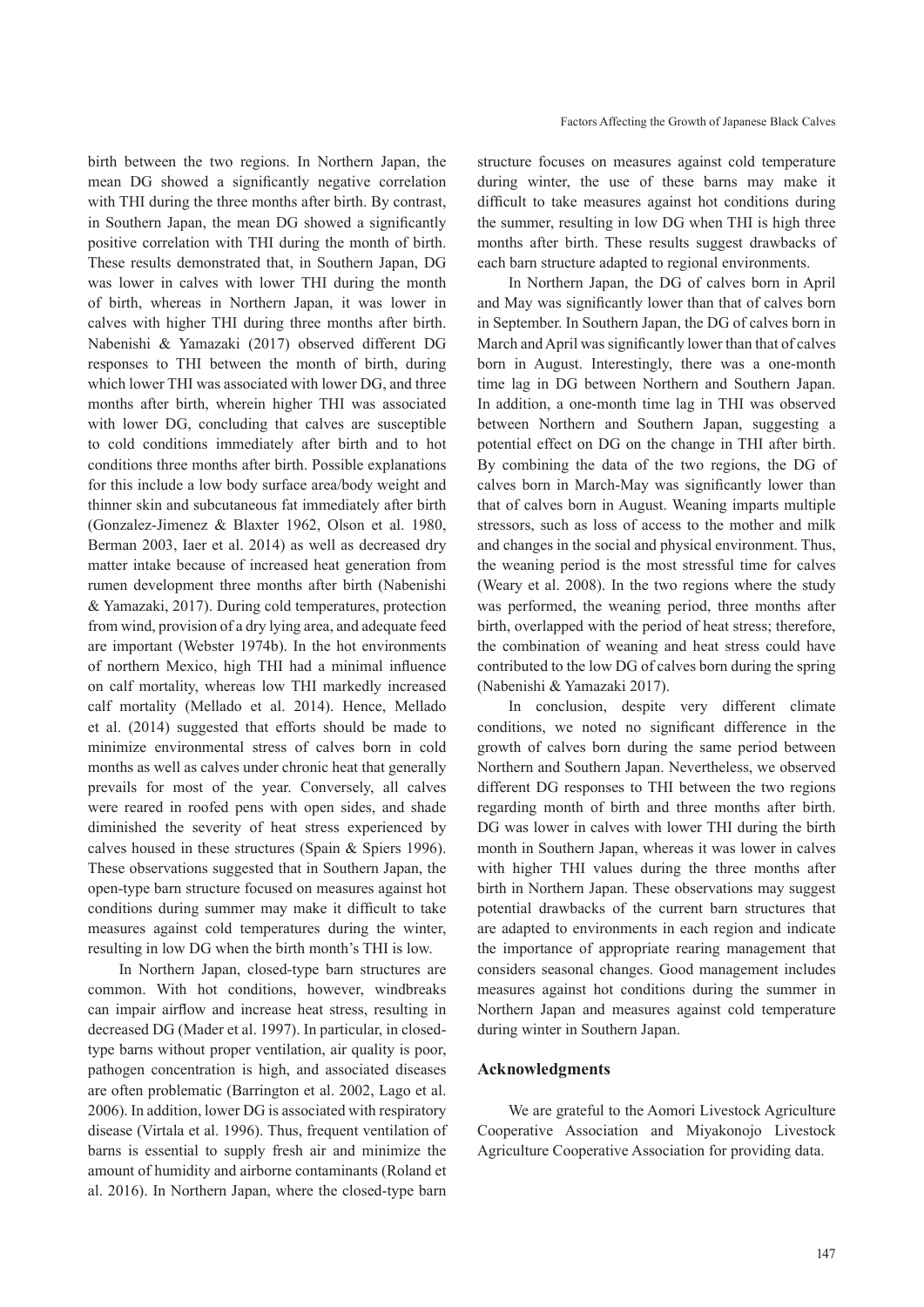birth between the two regions. In Northern Japan, the mean DG showed a significantly negative correlation with THI during the three months after birth. By contrast, in Southern Japan, the mean DG showed a significantly positive correlation with THI during the month of birth. These results demonstrated that, in Southern Japan, DG was lower in calves with lower THI during the month of birth, whereas in Northern Japan, it was lower in calves with higher THI during three months after birth. Nabenishi & Yamazaki (2017) observed different DG responses to THI between the month of birth, during which lower THI was associated with lower DG, and three months after birth, wherein higher THI was associated with lower DG, concluding that calves are susceptible to cold conditions immediately after birth and to hot conditions three months after birth. Possible explanations for this include a low body surface area/body weight and thinner skin and subcutaneous fat immediately after birth (Gonzalez-Jimenez & Blaxter 1962, Olson et al. 1980, Berman 2003, Iaer et al. 2014) as well as decreased dry matter intake because of increased heat generation from rumen development three months after birth (Nabenishi & Yamazaki, 2017). During cold temperatures, protection from wind, provision of a dry lying area, and adequate feed are important (Webster 1974b). In the hot environments of northern Mexico, high THI had a minimal influence on calf mortality, whereas low THI markedly increased calf mortality (Mellado et al. 2014). Hence, Mellado et al. (2014) suggested that efforts should be made to minimize environmental stress of calves born in cold months as well as calves under chronic heat that generally prevails for most of the year. Conversely, all calves were reared in roofed pens with open sides, and shade diminished the severity of heat stress experienced by calves housed in these structures (Spain & Spiers 1996). These observations suggested that in Southern Japan, the open-type barn structure focused on measures against hot conditions during summer may make it difficult to take measures against cold temperatures during the winter, resulting in low DG when the birth month's THI is low.

In Northern Japan, closed-type barn structures are common. With hot conditions, however, windbreaks can impair airflow and increase heat stress, resulting in decreased DG (Mader et al. 1997). In particular, in closed-type barns without proper ventilation, air quality is poor, pathogen concentration is high, and associated diseases are often problematic (Barrington et al. 2002, Lago et al. 2006). In addition, lower DG is associated with respiratory disease (Virtala et al. 1996). Thus, frequent ventilation of barns is essential to supply fresh air and minimize the amount of humidity and airborne contaminants (Roland et al. 2016). In Northern Japan, where the closed-type barn structure focuses on measures against cold temperature during winter, the use of these barns may make it difficult to take measures against hot conditions during the summer, resulting in low DG when THI is high three months after birth. These results suggest drawbacks of each barn structure adapted to regional environments.

In Northern Japan, the DG of calves born in April and May was significantly lower than that of calves born in September. In Southern Japan, the DG of calves born in March and April was significantly lower than that of calves born in August. Interestingly, there was a one-month time lag in DG between Northern and Southern Japan. In addition, a one-month time lag in THI was observed between Northern and Southern Japan, suggesting a potential effect on DG on the change in THI after birth. By combining the data of the two regions, the DG of calves born in March-May was significantly lower than that of calves born in August. Weaning imparts multiple stressors, such as loss of access to the mother and milk and changes in the social and physical environment. Thus, the weaning period is the most stressful time for calves (Weary et al. 2008). In the two regions where the study was performed, the weaning period, three months after birth, overlapped with the period of heat stress; therefore, the combination of weaning and heat stress could have contributed to the low DG of calves born during the spring (Nabenishi & Yamazaki 2017).

In conclusion, despite very different climate conditions, we noted no significant difference in the growth of calves born during the same period between Northern and Southern Japan. Nevertheless, we observed different DG responses to THI between the two regions regarding month of birth and three months after birth. DG was lower in calves with lower THI during the birth month in Southern Japan, whereas it was lower in calves with higher THI values during the three months after birth in Northern Japan. These observations may suggest potential drawbacks of the current barn structures that are adapted to environments in each region and indicate the importance of appropriate rearing management that considers seasonal changes. Good management includes measures against hot conditions during the summer in Northern Japan and measures against cold temperature during winter in Southern Japan.

## Acknowledgments

We are grateful to the Aomori Livestock Agriculture Cooperative Association and Miyakonojo Livestock Agriculture Cooperative Association for providing data.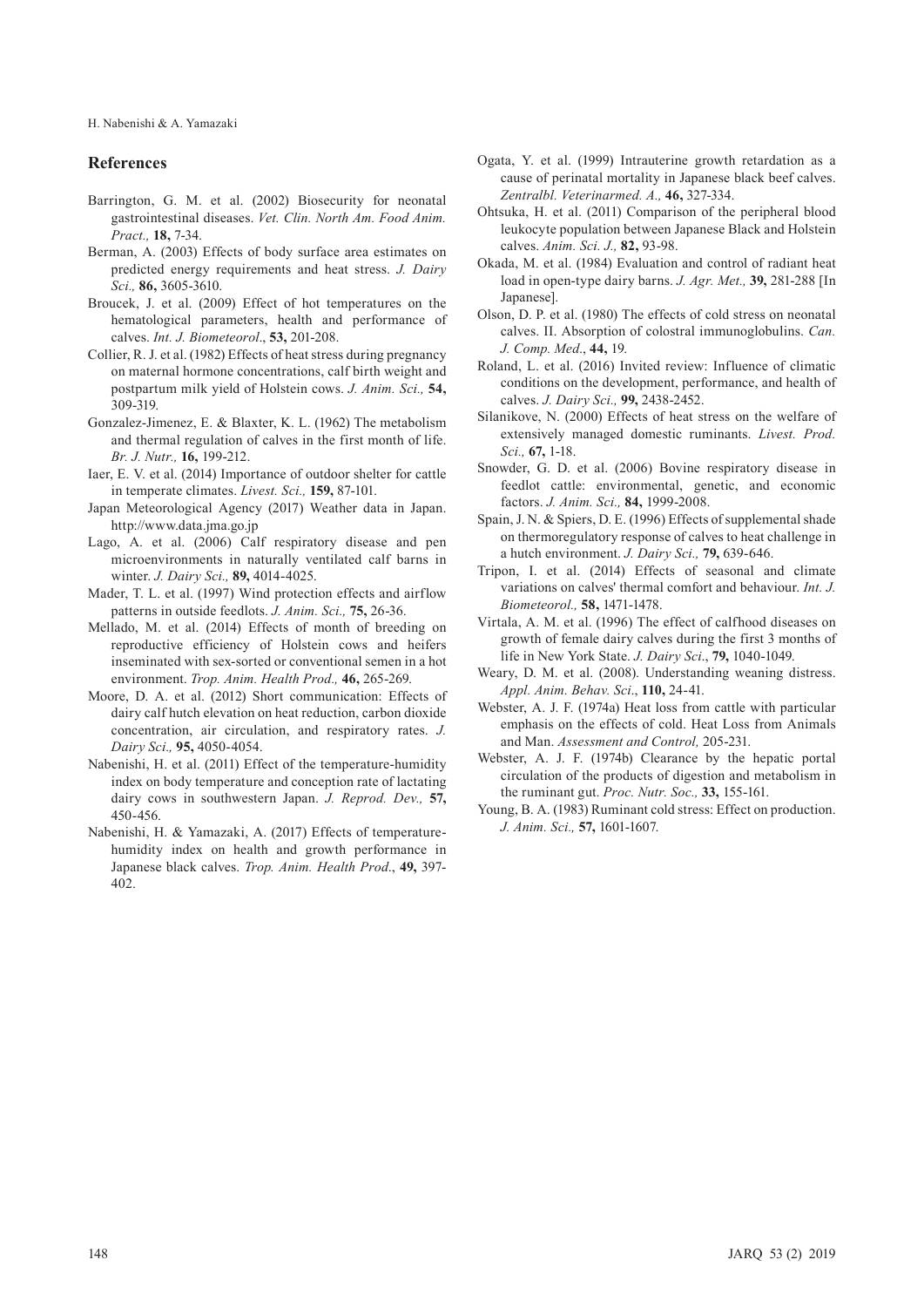## References

Barrington, G. M. et al. (2002) Biosecurity for neonatal gastrointestinal diseases. *Vet. Clin. North Am. Food Anim. Pract.,* **18,** 7-34.

Berman, A. (2003) Effects of body surface area estimates on predicted energy requirements and heat stress. *J. Dairy Sci.,* **86,** 3605-3610.

Broucek, J. et al. (2009) Effect of hot temperatures on the hematological parameters, health and performance of calves. *Int. J. Biometeorol*., **53,** 201-208.

Collier, R. J. et al. (1982) Effects of heat stress during pregnancy on maternal hormone concentrations, calf birth weight and postpartum milk yield of Holstein cows. *J. Anim. Sci.,* **54,** 309-319.

Gonzalez-Jimenez, E. & Blaxter, K. L. (1962) The metabolism and thermal regulation of calves in the first month of life. *Br. J. Nutr.,* **16,** 199-212.

Iaer, E. V. et al. (2014) Importance of outdoor shelter for cattle in temperate climates. *Livest. Sci.,* **159,** 87-101.

Japan Meteorological Agency (2017) Weather data in Japan. http://www.data.jma.go.jp

Lago, A. et al. (2006) Calf respiratory disease and pen microenvironments in naturally ventilated calf barns in winter. *J. Dairy Sci.,* **89,** 4014-4025.

Mader, T. L. et al. (1997) Wind protection effects and airflow patterns in outside feedlots. *J. Anim. Sci.,* **75,** 26-36.

Mellado, M. et al. (2014) Effects of month of breeding on reproductive efficiency of Holstein cows and heifers inseminated with sex-sorted or conventional semen in a hot environment. *Trop. Anim. Health Prod.,* **46,** 265-269.

Moore, D. A. et al. (2012) Short communication: Effects of dairy calf hutch elevation on heat reduction, carbon dioxide concentration, air circulation, and respiratory rates. *J. Dairy Sci.,* **95,** 4050-4054.

Nabenishi, H. et al. (2011) Effect of the temperature-humidity index on body temperature and conception rate of lactating dairy cows in southwestern Japan. *J. Reprod. Dev.,* **57,** 450-456.

Nabenishi, H. & Yamazaki, A. (2017) Effects of temperature-humidity index on health and growth performance in Japanese black calves. *Trop. Anim. Health Prod*., **49,** 397-402.

Ogata, Y. et al. (1999) Intrauterine growth retardation as a cause of perinatal mortality in Japanese black beef calves. *Zentralbl. Veterinarmed. A.,* **46,** 327-334.

Ohtsuka, H. et al. (2011) Comparison of the peripheral blood leukocyte population between Japanese Black and Holstein calves. *Anim. Sci. J.,* **82,** 93-98.

Okada, M. et al. (1984) Evaluation and control of radiant heat load in open-type dairy barns. *J. Agr. Met.,* **39,** 281-288 [In Japanese].

Olson, D. P. et al. (1980) The effects of cold stress on neonatal calves. II. Absorption of colostral immunoglobulins. *Can. J. Comp. Med*., **44,** 19.

Roland, L. et al. (2016) Invited review: Influence of climatic conditions on the development, performance, and health of calves. *J. Dairy Sci.,* **99,** 2438-2452.

Silanikove, N. (2000) Effects of heat stress on the welfare of extensively managed domestic ruminants. *Livest. Prod. Sci.,* **67,** 1-18.

Snowder, G. D. et al. (2006) Bovine respiratory disease in feedlot cattle: environmental, genetic, and economic factors. *J. Anim. Sci.,* **84,** 1999-2008.

Spain, J. N. & Spiers, D. E. (1996) Effects of supplemental shade on thermoregulatory response of calves to heat challenge in a hutch environment. *J. Dairy Sci.,* **79,** 639-646.

Tripon, I. et al. (2014) Effects of seasonal and climate variations on calves' thermal comfort and behaviour. *Int. J. Biometeorol.,* **58,** 1471-1478.

Virtala, A. M. et al. (1996) The effect of calfhood diseases on growth of female dairy calves during the first 3 months of life in New York State. *J. Dairy Sci*., **79,** 1040-1049.

Weary, D. M. et al. (2008). Understanding weaning distress. *Appl. Anim. Behav. Sci*., **110,** 24-41.

Webster, A. J. F. (1974a) Heat loss from cattle with particular emphasis on the effects of cold. Heat Loss from Animals and Man. *Assessment and Control,* 205-231.

Webster, A. J. F. (1974b) Clearance by the hepatic portal circulation of the products of digestion and metabolism in the ruminant gut. *Proc. Nutr. Soc.,* **33,** 155-161.

Young, B. A. (1983) Ruminant cold stress: Effect on production. *J. Anim. Sci.,* **57,** 1601-1607.